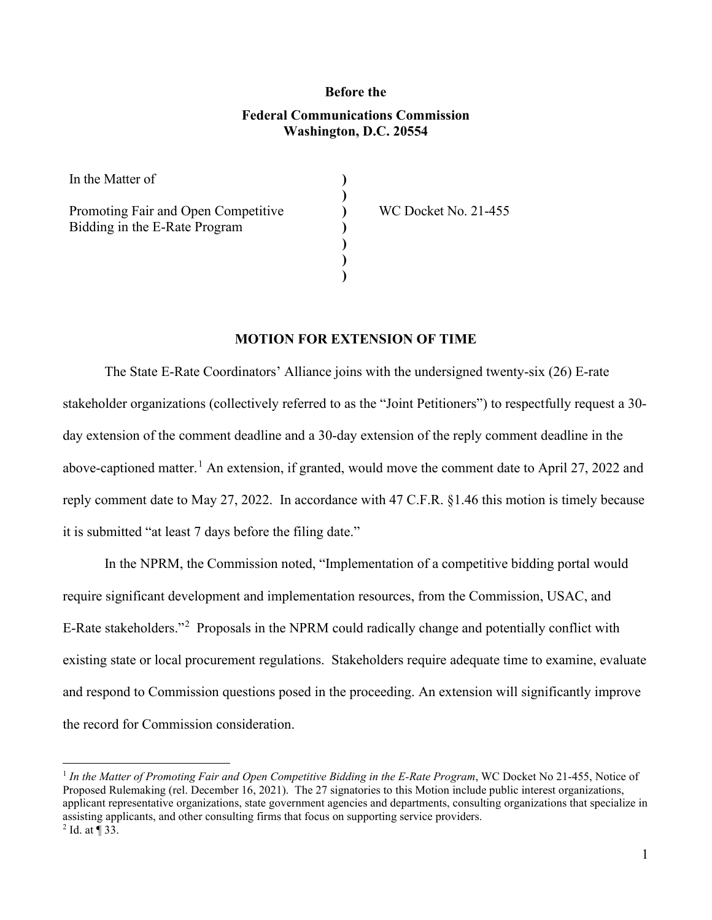**Before the**

**Federal Communications Commission**
**Washington, D.C. 20554**

| | | |
|---|---|---|
| In the Matter of | ) | |
| | ) | |
| Promoting Fair and Open Competitive Bidding in the E-Rate Program | ) | WC Docket No. 21-455 |
| | ) | |
| | ) | |
| | ) | |
| | ) | |

**MOTION FOR EXTENSION OF TIME**

The State E-Rate Coordinators' Alliance joins with the undersigned twenty-six (26) E-rate stakeholder organizations (collectively referred to as the "Joint Petitioners") to respectfully request a 30-day extension of the comment deadline and a 30-day extension of the reply comment deadline in the above-captioned matter.[1] An extension, if granted, would move the comment date to April 27, 2022 and reply comment date to May 27, 2022. In accordance with 47 C.F.R. §1.46 this motion is timely because it is submitted "at least 7 days before the filing date."

In the NPRM, the Commission noted, "Implementation of a competitive bidding portal would require significant development and implementation resources, from the Commission, USAC, and E-Rate stakeholders."[2] Proposals in the NPRM could radically change and potentially conflict with existing state or local procurement regulations. Stakeholders require adequate time to examine, evaluate and respond to Commission questions posed in the proceeding. An extension will significantly improve the record for Commission consideration.

---

[1] *In the Matter of Promoting Fair and Open Competitive Bidding in the E-Rate Program*, WC Docket No 21-455, Notice of Proposed Rulemaking (rel. December 16, 2021). The 27 signatories to this Motion include public interest organizations, applicant representative organizations, state government agencies and departments, consulting organizations that specialize in assisting applicants, and other consulting firms that focus on supporting service providers.

[2] Id. at ¶ 33.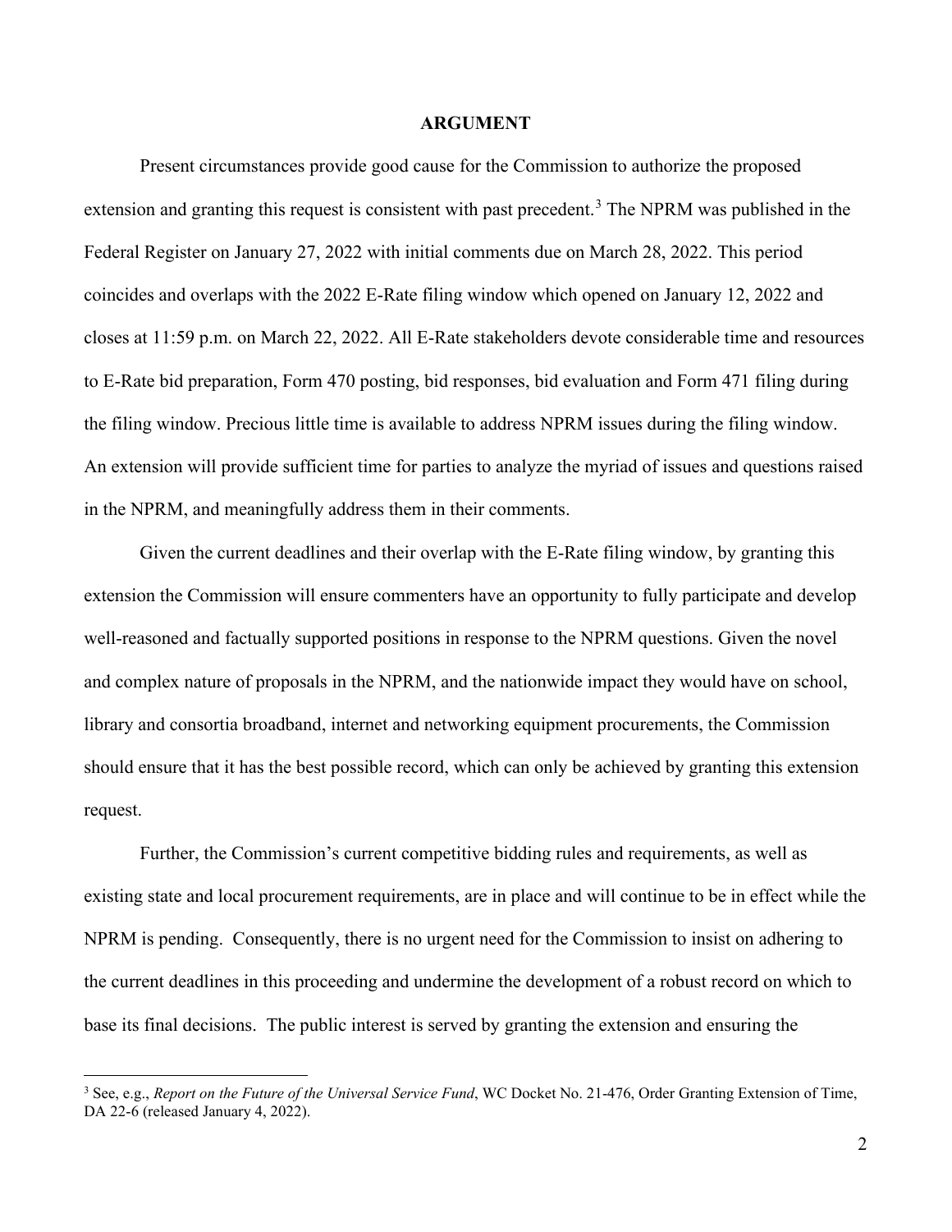## ARGUMENT

Present circumstances provide good cause for the Commission to authorize the proposed extension and granting this request is consistent with past precedent.[3] The NPRM was published in the Federal Register on January 27, 2022 with initial comments due on March 28, 2022. This period coincides and overlaps with the 2022 E-Rate filing window which opened on January 12, 2022 and closes at 11:59 p.m. on March 22, 2022. All E-Rate stakeholders devote considerable time and resources to E-Rate bid preparation, Form 470 posting, bid responses, bid evaluation and Form 471 filing during the filing window. Precious little time is available to address NPRM issues during the filing window. An extension will provide sufficient time for parties to analyze the myriad of issues and questions raised in the NPRM, and meaningfully address them in their comments.

Given the current deadlines and their overlap with the E-Rate filing window, by granting this extension the Commission will ensure commenters have an opportunity to fully participate and develop well-reasoned and factually supported positions in response to the NPRM questions. Given the novel and complex nature of proposals in the NPRM, and the nationwide impact they would have on school, library and consortia broadband, internet and networking equipment procurements, the Commission should ensure that it has the best possible record, which can only be achieved by granting this extension request.

Further, the Commission's current competitive bidding rules and requirements, as well as existing state and local procurement requirements, are in place and will continue to be in effect while the NPRM is pending. Consequently, there is no urgent need for the Commission to insist on adhering to the current deadlines in this proceeding and undermine the development of a robust record on which to base its final decisions. The public interest is served by granting the extension and ensuring the

[3] See, e.g., *Report on the Future of the Universal Service Fund*, WC Docket No. 21-476, Order Granting Extension of Time, DA 22-6 (released January 4, 2022).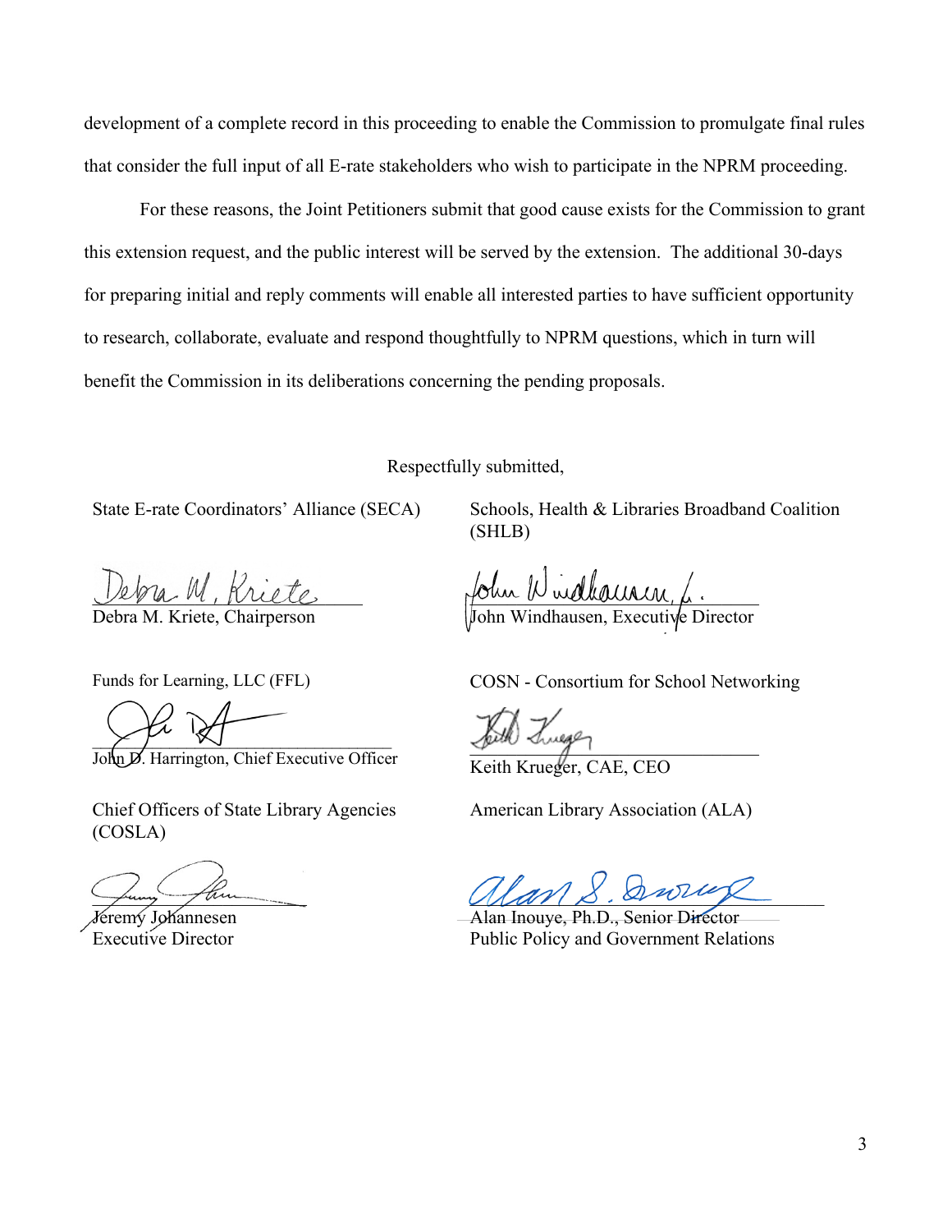development of a complete record in this proceeding to enable the Commission to promulgate final rules that consider the full input of all E-rate stakeholders who wish to participate in the NPRM proceeding.

For these reasons, the Joint Petitioners submit that good cause exists for the Commission to grant this extension request, and the public interest will be served by the extension. The additional 30-days for preparing initial and reply comments will enable all interested parties to have sufficient opportunity to research, collaborate, evaluate and respond thoughtfully to NPRM questions, which in turn will benefit the Commission in its deliberations concerning the pending proposals.

Respectfully submitted,

State E-rate Coordinators' Alliance (SECA)

Debra M. Kriete, Chairperson

Schools, Health & Libraries Broadband Coalition (SHLB)

John Windhausen, Executive Director

Funds for Learning, LLC (FFL)

John D. Harrington, Chief Executive Officer

COSN - Consortium for School Networking

Keith Krueger, CAE, CEO

Chief Officers of State Library Agencies (COSLA)

Jeremy Johannesen
Executive Director

American Library Association (ALA)

Alan Inouye, Ph.D., Senior Director
Public Policy and Government Relations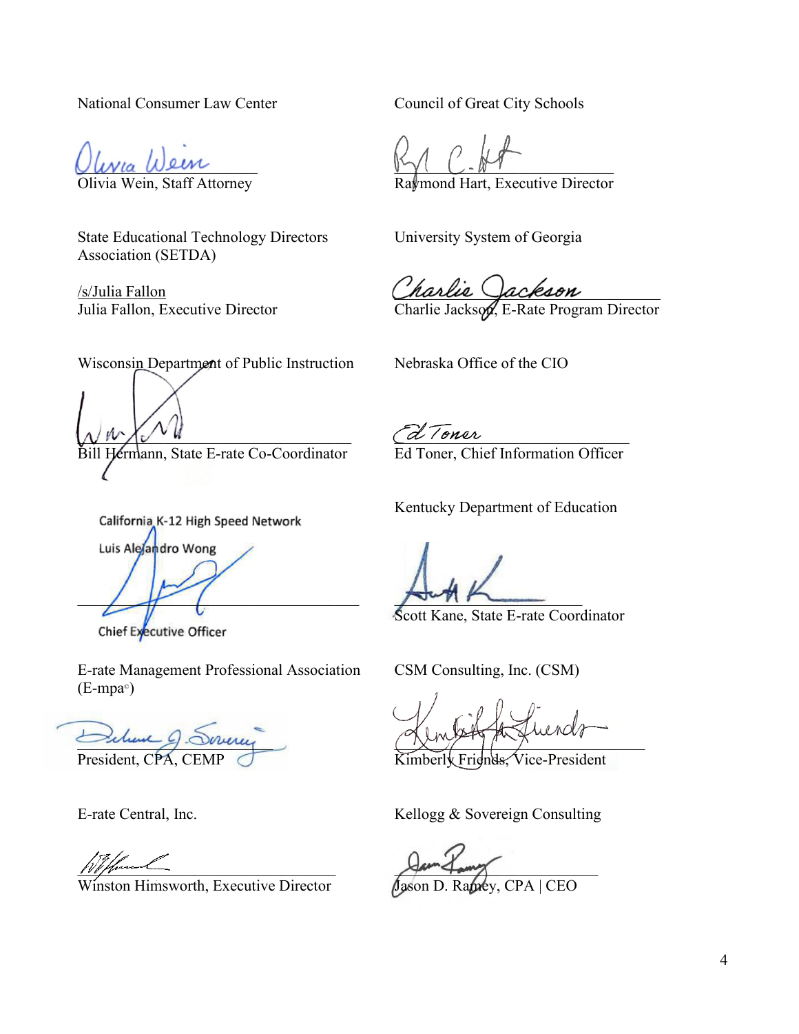National Consumer Law Center

Olivia Wein, Staff Attorney

Council of Great City Schools

Raymond Hart, Executive Director

State Educational Technology Directors Association (SETDA)

/s/Julia Fallon
Julia Fallon, Executive Director

University System of Georgia

Charlie Jackson, E-Rate Program Director

Wisconsin Department of Public Instruction

Bill Hermann, State E-rate Co-Coordinator

Nebraska Office of the CIO

Ed Toner, Chief Information Officer

California K-12 High Speed Network

Luis Alejandro Wong

Chief Executive Officer

Kentucky Department of Education

Scott Kane, State E-rate Coordinator

E-rate Management Professional Association (E-mpa©)

President, CPA, CEMP

CSM Consulting, Inc. (CSM)

Kimberly Friends, Vice-President

E-rate Central, Inc.

Winston Himsworth, Executive Director

Kellogg & Sovereign Consulting

Jason D. Ramey, CPA | CEO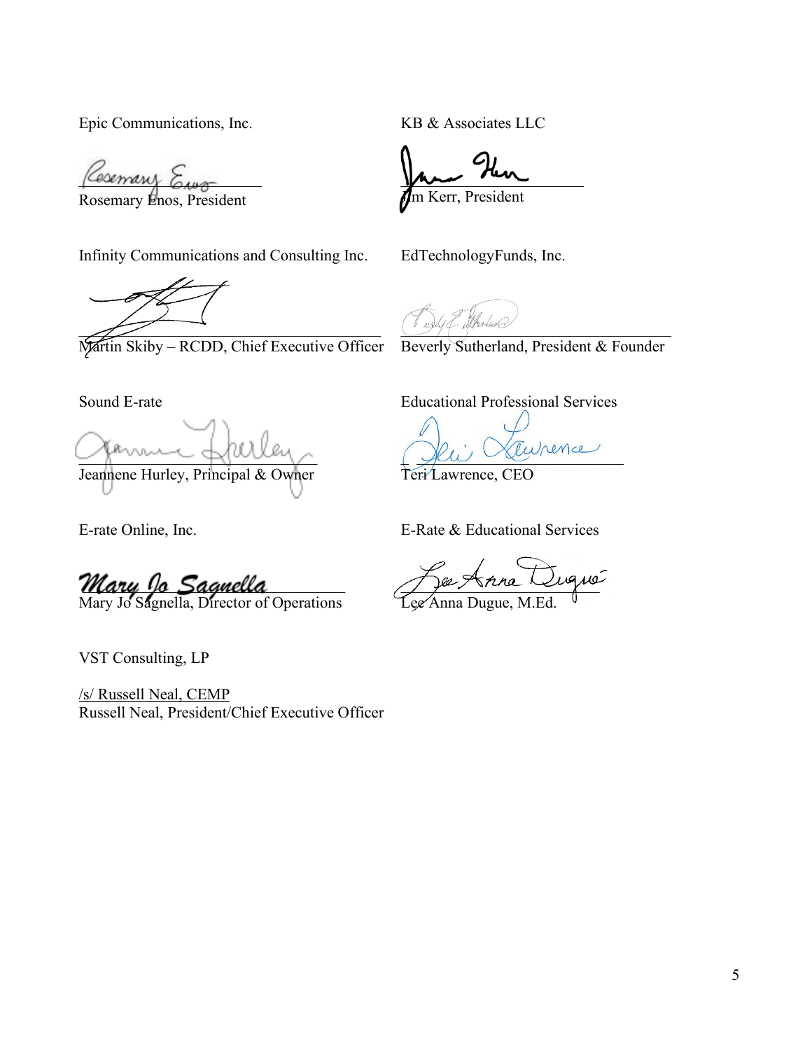Epic Communications, Inc.

Rosemary Enos, President

KB & Associates LLC

Jim Kerr, President

Infinity Communications and Consulting Inc.

Martin Skiby – RCDD, Chief Executive Officer

EdTechnologyFunds, Inc.

Beverly Sutherland, President & Founder

Sound E-rate

Jeannene Hurley, Principal & Owner

Educational Professional Services

Teri Lawrence, CEO

E-rate Online, Inc.

*Mary Jo Sagnella*

Mary Jo Sagnella, Director of Operations

E-Rate & Educational Services

Lee Anna Dugue, M.Ed.

VST Consulting, LP

/s/ Russell Neal, CEMP

Russell Neal, President/Chief Executive Officer